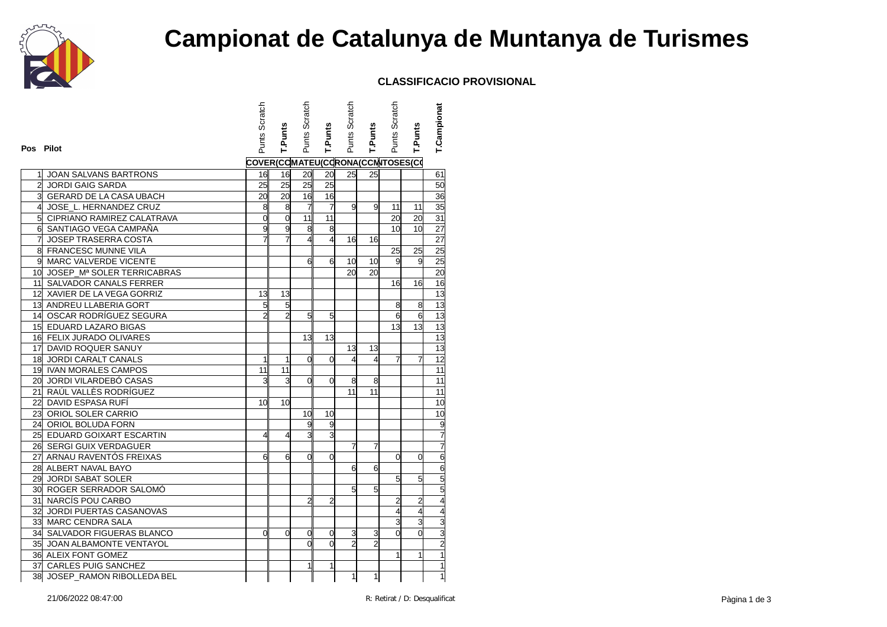# Campionat de Catalunya de Muntanya de Turismes

**CLASSIFICACIO PROVISIONAL**

| Pos | Pilot | Punts Scratch | T.Punts | Punts Scratch | T.Punts | Punts Scratch | T.Punts | Punts Scratch | T.Punts | T.Campionat |
|---|---|---|---|---|---|---|---|---|---|---|
| | | COVER(CO | | MATEU(CO | | RONA(CCM | | TOSES(CO | | |
| 1 | JOAN SALVANS BARTRONS | 16 | 16 | 20 | 20 | 25 | 25 | | | 61 |
| 2 | JORDI GAIG SARDA | 25 | 25 | 25 | 25 | | | | | 50 |
| 3 | GERARD DE LA CASA UBACH | 20 | 20 | 16 | 16 | | | | | 36 |
| 4 | JOSE_L. HERNANDEZ CRUZ | 8 | 8 | 7 | 7 | 9 | 9 | 11 | 11 | 35 |
| 5 | CIPRIANO RAMIREZ CALATRAVA | 0 | 0 | 11 | 11 | | | 20 | 20 | 31 |
| 6 | SANTIAGO VEGA CAMPAÑA | 9 | 9 | 8 | 8 | | | 10 | 10 | 27 |
| 7 | JOSEP TRASERRA COSTA | 7 | 7 | 4 | 4 | 16 | 16 | | | 27 |
| 8 | FRANCESC MUNNE VILA | | | | | | | 25 | 25 | 25 |
| 9 | MARC VALVERDE VICENTE | | | 6 | 6 | 10 | 10 | 9 | 9 | 25 |
| 10 | JOSEP_Mª SOLER TERRICABRAS | | | | | 20 | 20 | | | 20 |
| 11 | SALVADOR CANALS FERRER | | | | | | | 16 | 16 | 16 |
| 12 | XAVIER DE LA VEGA GORRIZ | 13 | 13 | | | | | | | 13 |
| 13 | ANDREU LLABERIA GORT | 5 | 5 | | | | | 8 | 8 | 13 |
| 14 | OSCAR RODRÍGUEZ SEGURA | 2 | 2 | 5 | 5 | | | 6 | 6 | 13 |
| 15 | EDUARD LAZARO BIGAS | | | | | | | 13 | 13 | 13 |
| 16 | FELIX JURADO OLIVARES | | | 13 | 13 | | | | | 13 |
| 17 | DAVID ROQUER SANUY | | | | | 13 | 13 | | | 13 |
| 18 | JORDI CARALT CANALS | 1 | 1 | 0 | 0 | 4 | 4 | 7 | 7 | 12 |
| 19 | IVAN MORALES CAMPOS | 11 | 11 | | | | | | | 11 |
| 20 | JORDI VILARDEBÓ CASAS | 3 | 3 | 0 | 0 | 8 | 8 | | | 11 |
| 21 | RAÚL VALLÈS RODRÍGUEZ | | | | | 11 | 11 | | | 11 |
| 22 | DAVID ESPASA RUFÍ | 10 | 10 | | | | | | | 10 |
| 23 | ORIOL SOLER CARRIO | | | 10 | 10 | | | | | 10 |
| 24 | ORIOL BOLUDA FORN | | | 9 | 9 | | | | | 9 |
| 25 | EDUARD GOIXART ESCARTIN | 4 | 4 | 3 | 3 | | | | | 7 |
| 26 | SERGI GUIX VERDAGUER | | | | | 7 | 7 | | | 7 |
| 27 | ARNAU RAVENTÓS FREIXAS | 6 | 6 | 0 | 0 | | | 0 | 0 | 6 |
| 28 | ALBERT NAVAL BAYO | | | | | 6 | 6 | | | 6 |
| 29 | JORDI SABAT SOLER | | | | | | | 5 | 5 | 5 |
| 30 | ROGER SERRADOR SALOMÓ | | | | | 5 | 5 | | | 5 |
| 31 | NARCÍS POU CARBO | | | 2 | 2 | | | 2 | 2 | 4 |
| 32 | JORDI PUERTAS CASANOVAS | | | | | | | 4 | 4 | 4 |
| 33 | MARC CENDRA SALA | | | | | | | 3 | 3 | 3 |
| 34 | SALVADOR FIGUERAS BLANCO | 0 | 0 | 0 | 0 | 3 | 3 | 0 | 0 | 3 |
| 35 | JOAN ALBAMONTE VENTAYOL | | | 0 | 0 | 2 | 2 | | | 2 |
| 36 | ALEIX FONT GOMEZ | | | | | | | 1 | 1 | 1 |
| 37 | CARLES PUIG SANCHEZ | | | 1 | 1 | | | | | 1 |
| 38 | JOSEP_RAMON RIBOLLEDA BEL | | | | | 1 | 1 | | | 1 |

21/06/2022 08:47:00

R: Retirat / D: Desqualificat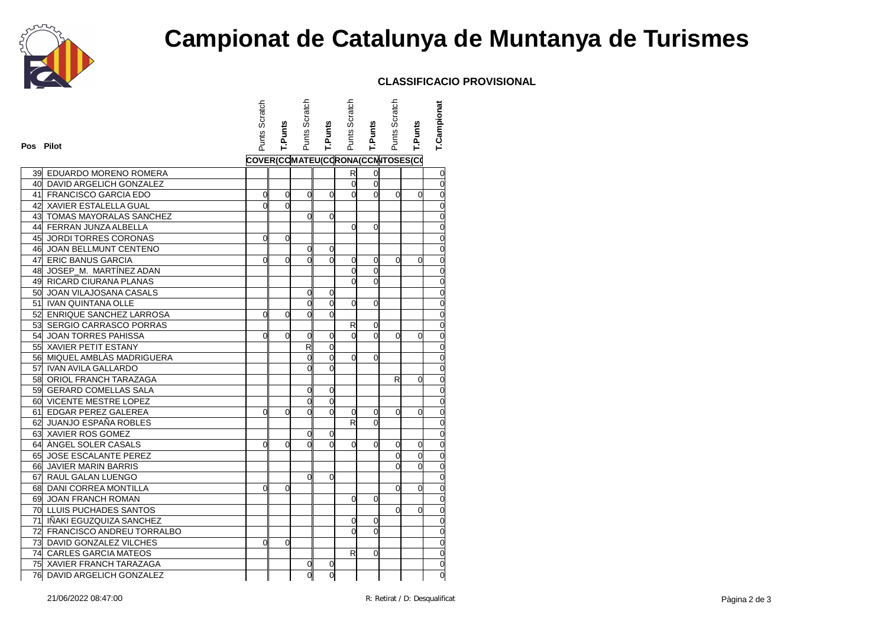# Campionat de Catalunya de Muntanya de Turismes

**CLASSIFICACIO PROVISIONAL**

| Pos | Pilot | Punts Scratch | T.Punts | Punts Scratch | T.Punts | Punts Scratch | T.Punts | Punts Scratch | T.Punts | T.Campionat |
|---|---|---|---|---|---|---|---|---|---|---|
| | | COVER(C | | MATEU(C | | CORONA(C | | MONTOSES(C | | |
| 39 | EDUARDO MORENO ROMERA | | | | | R | 0 | | | 0 |
| 40 | DAVID ARGELICH GONZALEZ | | | | | 0 | 0 | | | 0 |
| 41 | FRANCISCO GARCIA EDO | 0 | 0 | 0 | 0 | 0 | 0 | 0 | 0 | 0 |
| 42 | XAVIER ESTALELLA GUAL | 0 | 0 | | | | | | | 0 |
| 43 | TOMAS MAYORALAS SANCHEZ | | | 0 | 0 | | | | | 0 |
| 44 | FERRAN JUNZA ALBELLA | | | | | 0 | 0 | | | 0 |
| 45 | JORDI TORRES CORONAS | 0 | 0 | | | | | | | 0 |
| 46 | JOAN BELLMUNT CENTENO | | | 0 | 0 | | | | | 0 |
| 47 | ERIC BANUS GARCIA | 0 | 0 | 0 | 0 | 0 | 0 | 0 | 0 | 0 |
| 48 | JOSEP_M. MARTÍNEZ ADAN | | | | | 0 | 0 | | | 0 |
| 49 | RICARD CIURANA PLANAS | | | | | 0 | 0 | | | 0 |
| 50 | JOAN VILAJOSANA CASALS | | | 0 | 0 | | | | | 0 |
| 51 | IVAN QUINTANA OLLE | | | 0 | 0 | 0 | 0 | | | 0 |
| 52 | ENRIQUE SANCHEZ LARROSA | 0 | 0 | 0 | 0 | | | | | 0 |
| 53 | SERGIO CARRASCO PORRAS | | | | | R | 0 | | | 0 |
| 54 | JOAN TORRES PAHISSA | 0 | 0 | 0 | 0 | 0 | 0 | 0 | 0 | 0 |
| 55 | XAVIER PETIT ESTANY | | | R | 0 | | | | | 0 |
| 56 | MIQUEL AMBLÀS MADRIGUERA | | | 0 | 0 | 0 | 0 | | | 0 |
| 57 | IVAN AVILA GALLARDO | | | 0 | 0 | | | | | 0 |
| 58 | ORIOL FRANCH TARAZAGA | | | | | | | R | 0 | 0 |
| 59 | GERARD COMELLAS SALA | | | 0 | 0 | | | | | 0 |
| 60 | VICENTE MESTRE LOPEZ | | | 0 | 0 | | | | | 0 |
| 61 | EDGAR PEREZ GALEREA | 0 | 0 | 0 | 0 | 0 | 0 | 0 | 0 | 0 |
| 62 | JUANJO ESPAÑA ROBLES | | | | | R | 0 | | | 0 |
| 63 | XAVIER ROS GOMEZ | | | 0 | 0 | | | | | 0 |
| 64 | ÀNGEL SOLER CASALS | 0 | 0 | 0 | 0 | 0 | 0 | 0 | 0 | 0 |
| 65 | JOSE ESCALANTE PEREZ | | | | | | | 0 | 0 | 0 |
| 66 | JAVIER MARIN BARRIS | | | | | | | 0 | 0 | 0 |
| 67 | RAUL GALAN LUENGO | | | 0 | 0 | | | | | 0 |
| 68 | DANI CORREA MONTILLA | 0 | 0 | | | | | 0 | 0 | 0 |
| 69 | JOAN FRANCH ROMAN | | | | | 0 | 0 | | | 0 |
| 70 | LLUIS PUCHADES SANTOS | | | | | | | 0 | 0 | 0 |
| 71 | IÑAKI EGUZQUIZA SANCHEZ | | | | | 0 | 0 | | | 0 |
| 72 | FRANCISCO ANDREU TORRALBO | | | | | 0 | 0 | | | 0 |
| 73 | DAVID GONZALEZ VILCHES | 0 | 0 | | | | | | | 0 |
| 74 | CARLES GARCIA MATEOS | | | | | R | 0 | | | 0 |
| 75 | XAVIER FRANCH TARAZAGA | | | 0 | 0 | | | | | 0 |
| 76 | DAVID ARGELICH GONZALEZ | | | 0 | 0 | | | | | 0 |

21/06/2022 08:47:00

R: Retirat / D: Desqualificat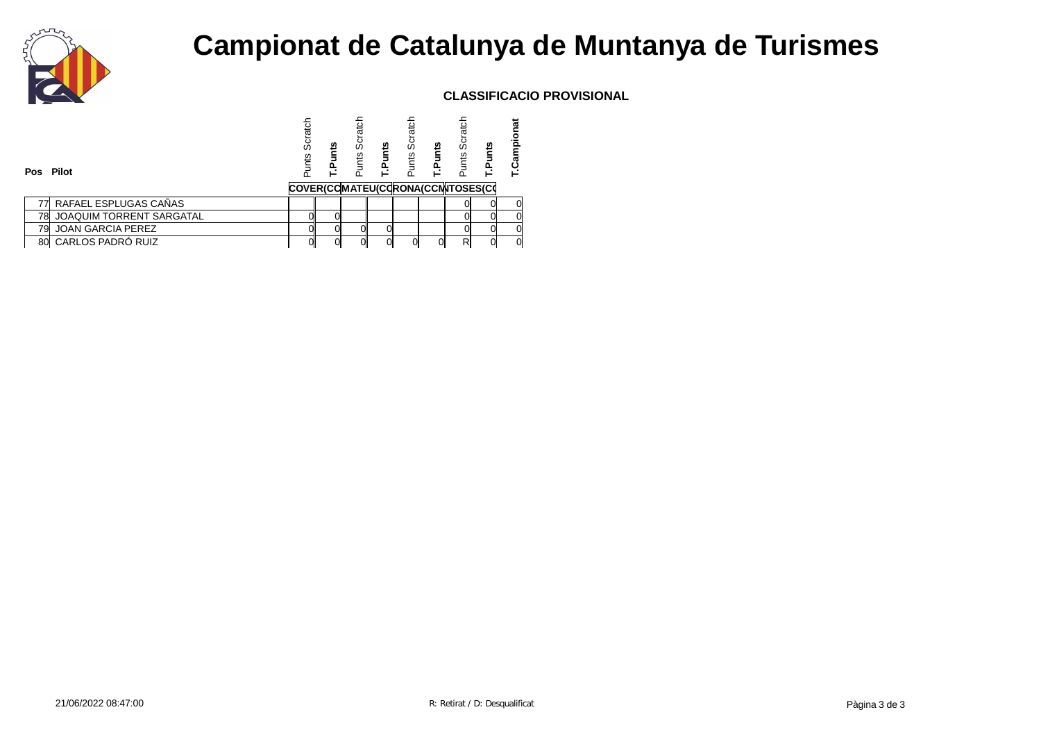# Campionat de Catalunya de Muntanya de Turismes

**CLASSIFICACIO PROVISIONAL**

| Pos | Pilot | Punts Scratch | T.Punts | Punts Scratch | T.Punts | Punts Scratch | T.Punts | Punts Scratch | T.Punts | T.Campionat |
|---|---|---|---|---|---|---|---|---|---|---|
| | | COVER(CC | | MATEU(CC | | RONA(CCM | | TOSES(CC | | |
| 77 | RAFAEL ESPLUGAS CAÑAS | | | | | | | 0 | 0 | 0 |
| 78 | JOAQUIM TORRENT SARGATAL | 0 | 0 | | | | | 0 | 0 | 0 |
| 79 | JOAN GARCIA PEREZ | 0 | 0 | 0 | 0 | | | 0 | 0 | 0 |
| 80 | CARLOS PADRÓ RUIZ | 0 | 0 | 0 | 0 | 0 | 0 | R | 0 | 0 |

21/06/2022 08:47:00

R: Retirat / D: Desqualificat